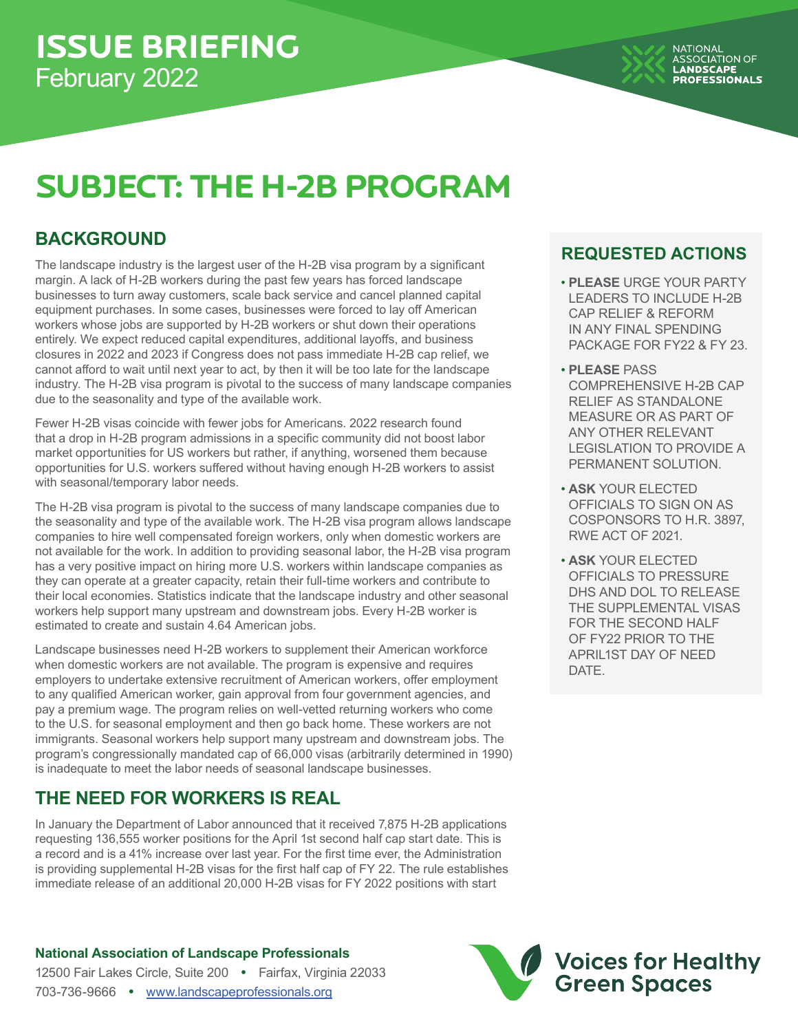# ISSUE BRIEFING

February 2022

NATIONAL ASSOCIATION OF LANDSCAPE PROFESSIONALS

# SUBJECT: THE H-2B PROGRAM

## BACKGROUND

The landscape industry is the largest user of the H-2B visa program by a significant margin. A lack of H-2B workers during the past few years has forced landscape businesses to turn away customers, scale back service and cancel planned capital equipment purchases. In some cases, businesses were forced to lay off American workers whose jobs are supported by H-2B workers or shut down their operations entirely. We expect reduced capital expenditures, additional layoffs, and business closures in 2022 and 2023 if Congress does not pass immediate H-2B cap relief, we cannot afford to wait until next year to act, by then it will be too late for the landscape industry. The H-2B visa program is pivotal to the success of many landscape companies due to the seasonality and type of the available work.

Fewer H-2B visas coincide with fewer jobs for Americans. 2022 research found that a drop in H-2B program admissions in a specific community did not boost labor market opportunities for US workers but rather, if anything, worsened them because opportunities for U.S. workers suffered without having enough H-2B workers to assist with seasonal/temporary labor needs.

The H-2B visa program is pivotal to the success of many landscape companies due to the seasonality and type of the available work. The H-2B visa program allows landscape companies to hire well compensated foreign workers, only when domestic workers are not available for the work. In addition to providing seasonal labor, the H-2B visa program has a very positive impact on hiring more U.S. workers within landscape companies as they can operate at a greater capacity, retain their full-time workers and contribute to their local economies. Statistics indicate that the landscape industry and other seasonal workers help support many upstream and downstream jobs. Every H-2B worker is estimated to create and sustain 4.64 American jobs.

Landscape businesses need H-2B workers to supplement their American workforce when domestic workers are not available. The program is expensive and requires employers to undertake extensive recruitment of American workers, offer employment to any qualified American worker, gain approval from four government agencies, and pay a premium wage. The program relies on well-vetted returning workers who come to the U.S. for seasonal employment and then go back home. These workers are not immigrants. Seasonal workers help support many upstream and downstream jobs. The program's congressionally mandated cap of 66,000 visas (arbitrarily determined in 1990) is inadequate to meet the labor needs of seasonal landscape businesses.

## THE NEED FOR WORKERS IS REAL

In January the Department of Labor announced that it received 7,875 H-2B applications requesting 136,555 worker positions for the April 1st second half cap start date. This is a record and is a 41% increase over last year. For the first time ever, the Administration is providing supplemental H-2B visas for the first half cap of FY 22. The rule establishes immediate release of an additional 20,000 H-2B visas for FY 2022 positions with start

## REQUESTED ACTIONS

- **PLEASE** URGE YOUR PARTY LEADERS TO INCLUDE H-2B CAP RELIEF & REFORM IN ANY FINAL SPENDING PACKAGE FOR FY22 & FY 23.
- **PLEASE** PASS COMPREHENSIVE H-2B CAP RELIEF AS STANDALONE MEASURE OR AS PART OF ANY OTHER RELEVANT LEGISLATION TO PROVIDE A PERMANENT SOLUTION.
- **ASK** YOUR ELECTED OFFICIALS TO SIGN ON AS COSPONSORS TO H.R. 3897, RWE ACT OF 2021.
- **ASK** YOUR ELECTED OFFICIALS TO PRESSURE DHS AND DOL TO RELEASE THE SUPPLEMENTAL VISAS FOR THE SECOND HALF OF FY22 PRIOR TO THE APRIL1ST DAY OF NEED DATE.

**National Association of Landscape Professionals**

12500 Fair Lakes Circle, Suite 200 • Fairfax, Virginia 22033

703-736-9666 • www.landscapeprofessionals.org

Voices for Healthy Green Spaces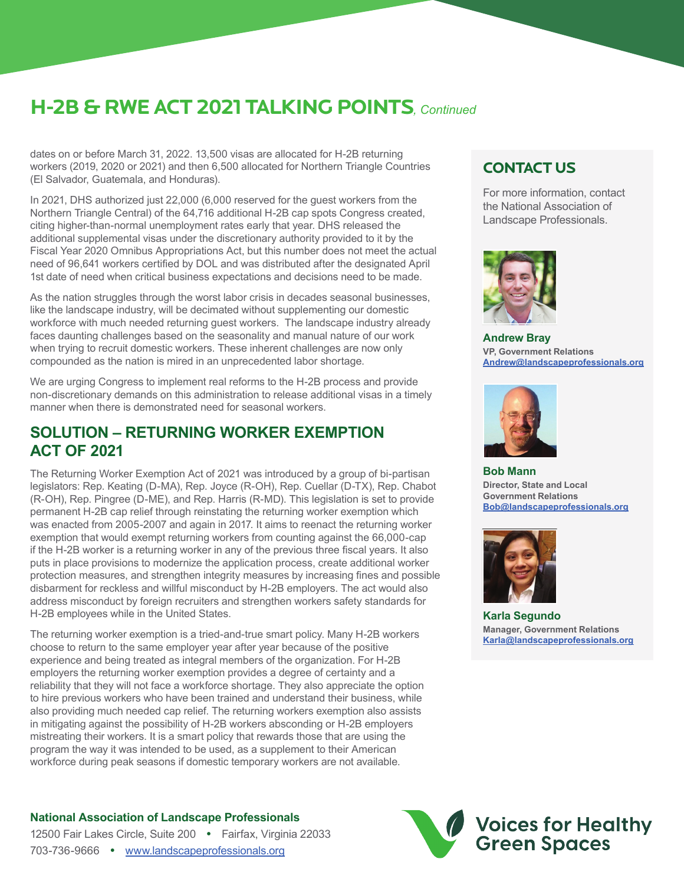# H-2B & RWE ACT 2021 TALKING POINTS, *Continued*

dates on or before March 31, 2022. 13,500 visas are allocated for H-2B returning workers (2019, 2020 or 2021) and then 6,500 allocated for Northern Triangle Countries (El Salvador, Guatemala, and Honduras).

In 2021, DHS authorized just 22,000 (6,000 reserved for the guest workers from the Northern Triangle Central) of the 64,716 additional H-2B cap spots Congress created, citing higher-than-normal unemployment rates early that year. DHS released the additional supplemental visas under the discretionary authority provided to it by the Fiscal Year 2020 Omnibus Appropriations Act, but this number does not meet the actual need of 96,641 workers certified by DOL and was distributed after the designated April 1st date of need when critical business expectations and decisions need to be made.

As the nation struggles through the worst labor crisis in decades seasonal businesses, like the landscape industry, will be decimated without supplementing our domestic workforce with much needed returning guest workers. The landscape industry already faces daunting challenges based on the seasonality and manual nature of our work when trying to recruit domestic workers. These inherent challenges are now only compounded as the nation is mired in an unprecedented labor shortage.

We are urging Congress to implement real reforms to the H-2B process and provide non-discretionary demands on this administration to release additional visas in a timely manner when there is demonstrated need for seasonal workers.

## SOLUTION – RETURNING WORKER EXEMPTION ACT OF 2021

The Returning Worker Exemption Act of 2021 was introduced by a group of bi-partisan legislators: Rep. Keating (D-MA), Rep. Joyce (R-OH), Rep. Cuellar (D-TX), Rep. Chabot (R-OH), Rep. Pingree (D-ME), and Rep. Harris (R-MD). This legislation is set to provide permanent H-2B cap relief through reinstating the returning worker exemption which was enacted from 2005-2007 and again in 2017. It aims to reenact the returning worker exemption that would exempt returning workers from counting against the 66,000-cap if the H-2B worker is a returning worker in any of the previous three fiscal years. It also puts in place provisions to modernize the application process, create additional worker protection measures, and strengthen integrity measures by increasing fines and possible disbarment for reckless and willful misconduct by H-2B employers. The act would also address misconduct by foreign recruiters and strengthen workers safety standards for H-2B employees while in the United States.

The returning worker exemption is a tried-and-true smart policy. Many H-2B workers choose to return to the same employer year after year because of the positive experience and being treated as integral members of the organization. For H-2B employers the returning worker exemption provides a degree of certainty and a reliability that they will not face a workforce shortage. They also appreciate the option to hire previous workers who have been trained and understand their business, while also providing much needed cap relief. The returning workers exemption also assists in mitigating against the possibility of H-2B workers absconding or H-2B employers mistreating their workers. It is a smart policy that rewards those that are using the program the way it was intended to be used, as a supplement to their American workforce during peak seasons if domestic temporary workers are not available.

## CONTACT US

For more information, contact the National Association of Landscape Professionals.

**Andrew Bray**
VP, Government Relations
Andrew@landscapeprofessionals.org

**Bob Mann**
Director, State and Local Government Relations
Bob@landscapeprofessionals.org

**Karla Segundo**
Manager, Government Relations
Karla@landscapeprofessionals.org

**National Association of Landscape Professionals**
12500 Fair Lakes Circle, Suite 200 • Fairfax, Virginia 22033
703-736-9666 • www.landscapeprofessionals.org

Voices for Healthy Green Spaces